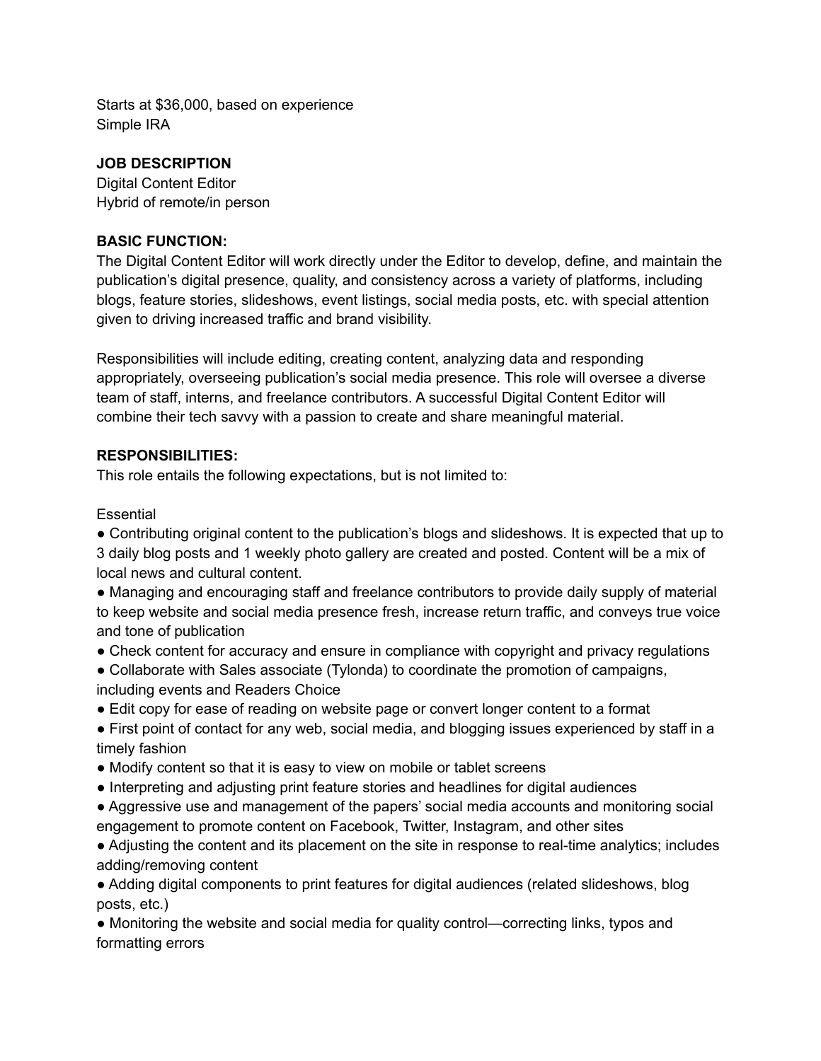Starts at $36,000, based on experience
Simple IRA

**JOB DESCRIPTION**
Digital Content Editor
Hybrid of remote/in person

**BASIC FUNCTION:**
The Digital Content Editor will work directly under the Editor to develop, define, and maintain the publication's digital presence, quality, and consistency across a variety of platforms, including blogs, feature stories, slideshows, event listings, social media posts, etc. with special attention given to driving increased traffic and brand visibility.

Responsibilities will include editing, creating content, analyzing data and responding appropriately, overseeing publication's social media presence. This role will oversee a diverse team of staff, interns, and freelance contributors. A successful Digital Content Editor will combine their tech savvy with a passion to create and share meaningful material.

**RESPONSIBILITIES:**
This role entails the following expectations, but is not limited to:

Essential

- Contributing original content to the publication's blogs and slideshows. It is expected that up to 3 daily blog posts and 1 weekly photo gallery are created and posted. Content will be a mix of local news and cultural content.
- Managing and encouraging staff and freelance contributors to provide daily supply of material to keep website and social media presence fresh, increase return traffic, and conveys true voice and tone of publication
- Check content for accuracy and ensure in compliance with copyright and privacy regulations
- Collaborate with Sales associate (Tylonda) to coordinate the promotion of campaigns, including events and Readers Choice
- Edit copy for ease of reading on website page or convert longer content to a format
- First point of contact for any web, social media, and blogging issues experienced by staff in a timely fashion
- Modify content so that it is easy to view on mobile or tablet screens
- Interpreting and adjusting print feature stories and headlines for digital audiences
- Aggressive use and management of the papers' social media accounts and monitoring social engagement to promote content on Facebook, Twitter, Instagram, and other sites
- Adjusting the content and its placement on the site in response to real-time analytics; includes adding/removing content
- Adding digital components to print features for digital audiences (related slideshows, blog posts, etc.)
- Monitoring the website and social media for quality control—correcting links, typos and formatting errors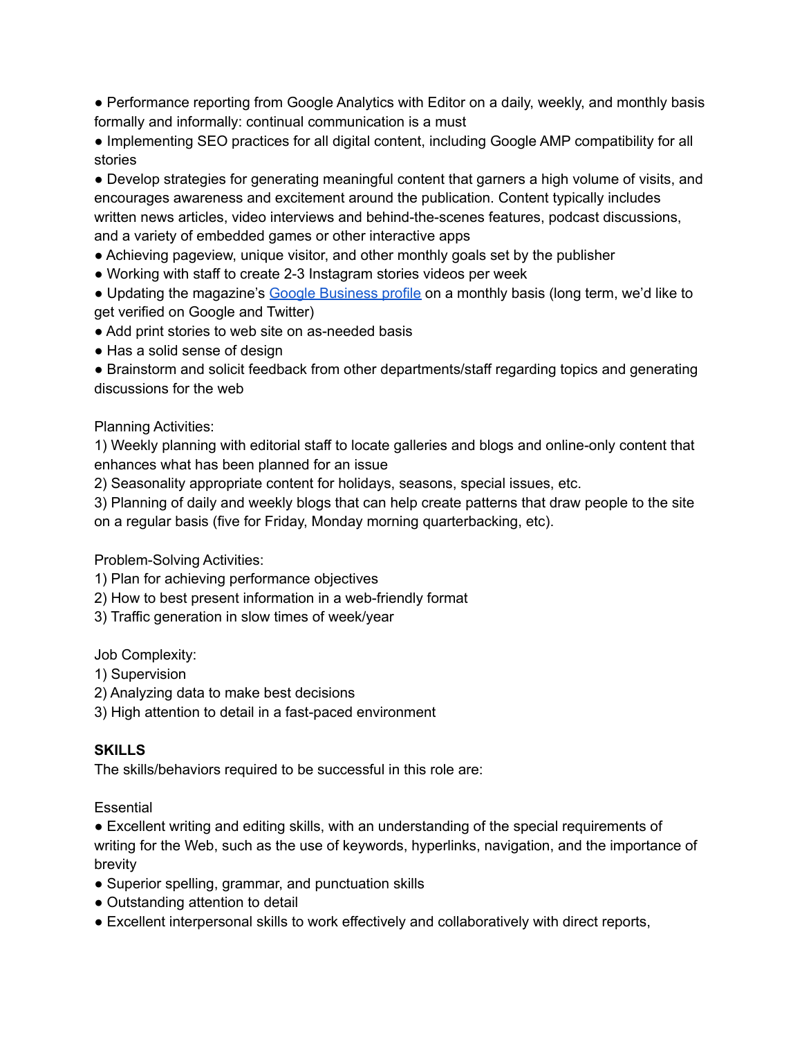- Performance reporting from Google Analytics with Editor on a daily, weekly, and monthly basis formally and informally: continual communication is a must
- Implementing SEO practices for all digital content, including Google AMP compatibility for all stories
- Develop strategies for generating meaningful content that garners a high volume of visits, and encourages awareness and excitement around the publication. Content typically includes written news articles, video interviews and behind-the-scenes features, podcast discussions, and a variety of embedded games or other interactive apps
- Achieving pageview, unique visitor, and other monthly goals set by the publisher
- Working with staff to create 2-3 Instagram stories videos per week
- Updating the magazine's Google Business profile on a monthly basis (long term, we'd like to get verified on Google and Twitter)
- Add print stories to web site on as-needed basis
- Has a solid sense of design
- Brainstorm and solicit feedback from other departments/staff regarding topics and generating discussions for the web

Planning Activities:

1) Weekly planning with editorial staff to locate galleries and blogs and online-only content that enhances what has been planned for an issue
2) Seasonality appropriate content for holidays, seasons, special issues, etc.
3) Planning of daily and weekly blogs that can help create patterns that draw people to the site on a regular basis (five for Friday, Monday morning quarterbacking, etc).

Problem-Solving Activities:

1) Plan for achieving performance objectives
2) How to best present information in a web-friendly format
3) Traffic generation in slow times of week/year

Job Complexity:

1) Supervision
2) Analyzing data to make best decisions
3) High attention to detail in a fast-paced environment

**SKILLS**

The skills/behaviors required to be successful in this role are:

Essential

- Excellent writing and editing skills, with an understanding of the special requirements of writing for the Web, such as the use of keywords, hyperlinks, navigation, and the importance of brevity
- Superior spelling, grammar, and punctuation skills
- Outstanding attention to detail
- Excellent interpersonal skills to work effectively and collaboratively with direct reports,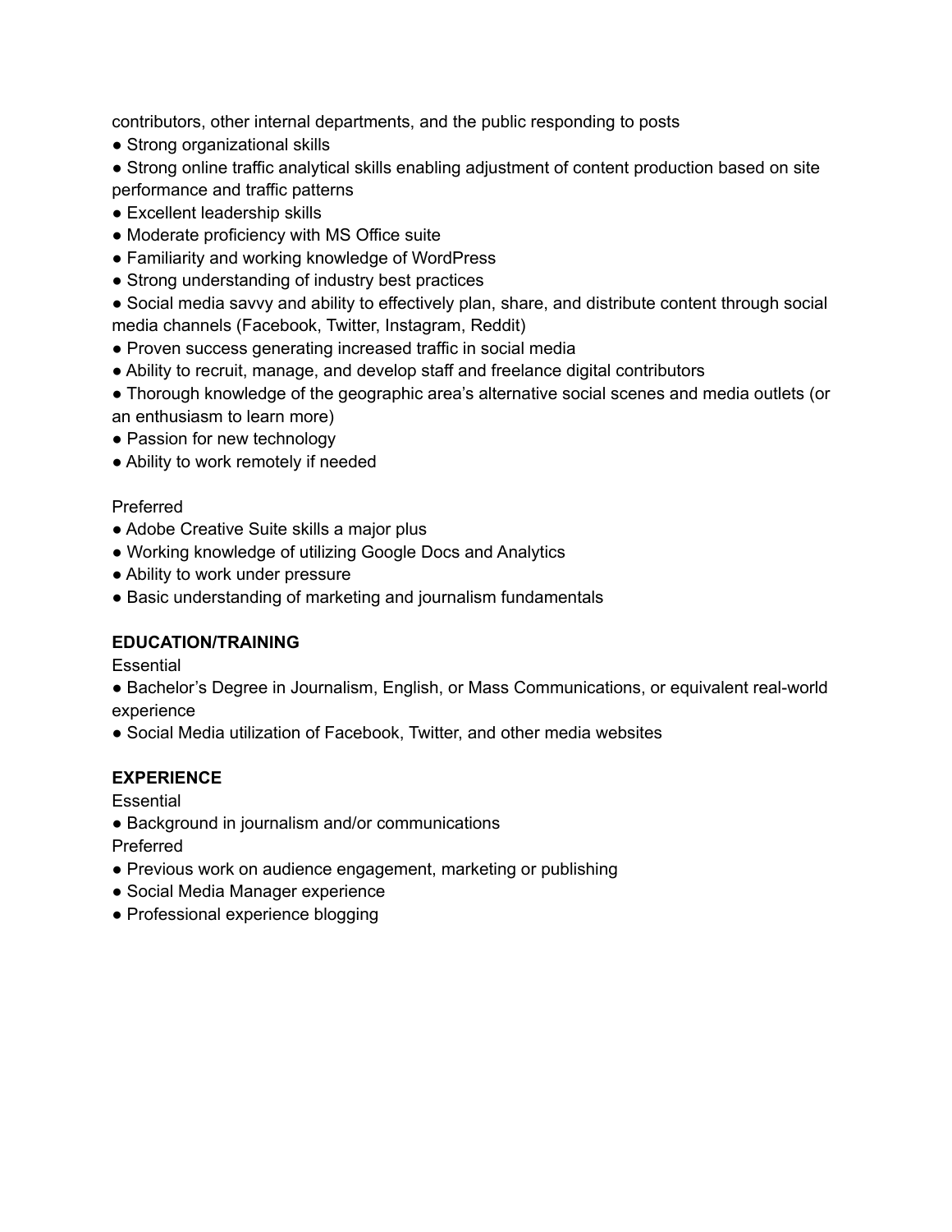contributors, other internal departments, and the public responding to posts

- Strong organizational skills
- Strong online traffic analytical skills enabling adjustment of content production based on site performance and traffic patterns
- Excellent leadership skills
- Moderate proficiency with MS Office suite
- Familiarity and working knowledge of WordPress
- Strong understanding of industry best practices
- Social media savvy and ability to effectively plan, share, and distribute content through social media channels (Facebook, Twitter, Instagram, Reddit)
- Proven success generating increased traffic in social media
- Ability to recruit, manage, and develop staff and freelance digital contributors
- Thorough knowledge of the geographic area's alternative social scenes and media outlets (or an enthusiasm to learn more)
- Passion for new technology
- Ability to work remotely if needed

Preferred

- Adobe Creative Suite skills a major plus
- Working knowledge of utilizing Google Docs and Analytics
- Ability to work under pressure
- Basic understanding of marketing and journalism fundamentals

**EDUCATION/TRAINING**

Essential

- Bachelor's Degree in Journalism, English, or Mass Communications, or equivalent real-world experience
- Social Media utilization of Facebook, Twitter, and other media websites

**EXPERIENCE**

Essential

- Background in journalism and/or communications

Preferred

- Previous work on audience engagement, marketing or publishing
- Social Media Manager experience
- Professional experience blogging